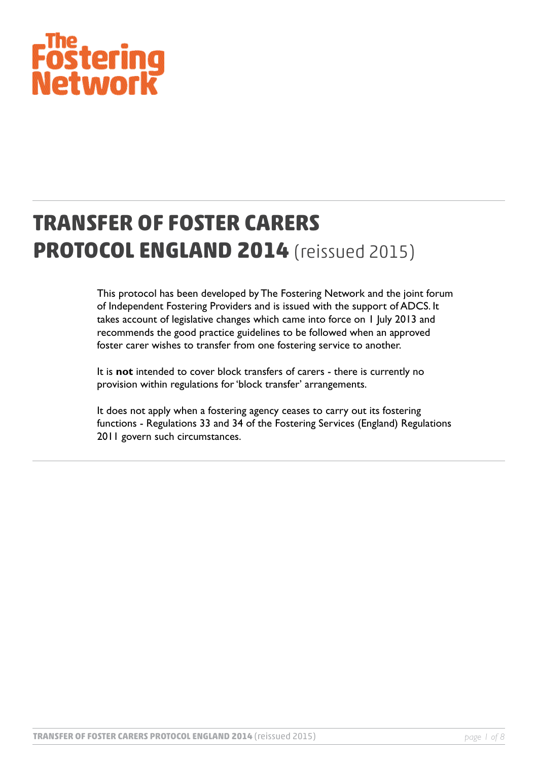The Fostering Network

# TRANSFER OF FOSTER CARERS PROTOCOL ENGLAND 2014 (reissued 2015)

This protocol has been developed by The Fostering Network and the joint forum of Independent Fostering Providers and is issued with the support of ADCS. It takes account of legislative changes which came into force on 1 July 2013 and recommends the good practice guidelines to be followed when an approved foster carer wishes to transfer from one fostering service to another.

It is **not** intended to cover block transfers of carers - there is currently no provision within regulations for 'block transfer' arrangements.

It does not apply when a fostering agency ceases to carry out its fostering functions - Regulations 33 and 34 of the Fostering Services (England) Regulations 2011 govern such circumstances.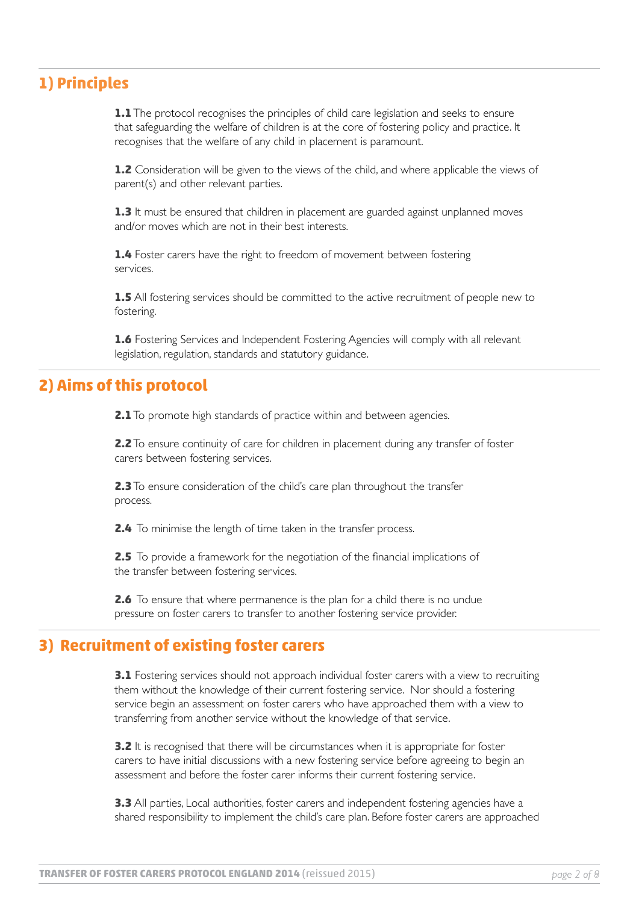## 1) Principles

**1.1** The protocol recognises the principles of child care legislation and seeks to ensure that safeguarding the welfare of children is at the core of fostering policy and practice. It recognises that the welfare of any child in placement is paramount.

**1.2** Consideration will be given to the views of the child, and where applicable the views of parent(s) and other relevant parties.

**1.3** It must be ensured that children in placement are guarded against unplanned moves and/or moves which are not in their best interests.

**1.4** Foster carers have the right to freedom of movement between fostering services.

**1.5** All fostering services should be committed to the active recruitment of people new to fostering.

**1.6** Fostering Services and Independent Fostering Agencies will comply with all relevant legislation, regulation, standards and statutory guidance.

## 2) Aims of this protocol

**2.1** To promote high standards of practice within and between agencies.

**2.2** To ensure continuity of care for children in placement during any transfer of foster carers between fostering services.

**2.3** To ensure consideration of the child's care plan throughout the transfer process.

**2.4** To minimise the length of time taken in the transfer process.

**2.5** To provide a framework for the negotiation of the financial implications of the transfer between fostering services.

**2.6** To ensure that where permanence is the plan for a child there is no undue pressure on foster carers to transfer to another fostering service provider.

## 3) Recruitment of existing foster carers

**3.1** Fostering services should not approach individual foster carers with a view to recruiting them without the knowledge of their current fostering service. Nor should a fostering service begin an assessment on foster carers who have approached them with a view to transferring from another service without the knowledge of that service.

**3.2** It is recognised that there will be circumstances when it is appropriate for foster carers to have initial discussions with a new fostering service before agreeing to begin an assessment and before the foster carer informs their current fostering service.

**3.3** All parties, Local authorities, foster carers and independent fostering agencies have a shared responsibility to implement the child's care plan. Before foster carers are approached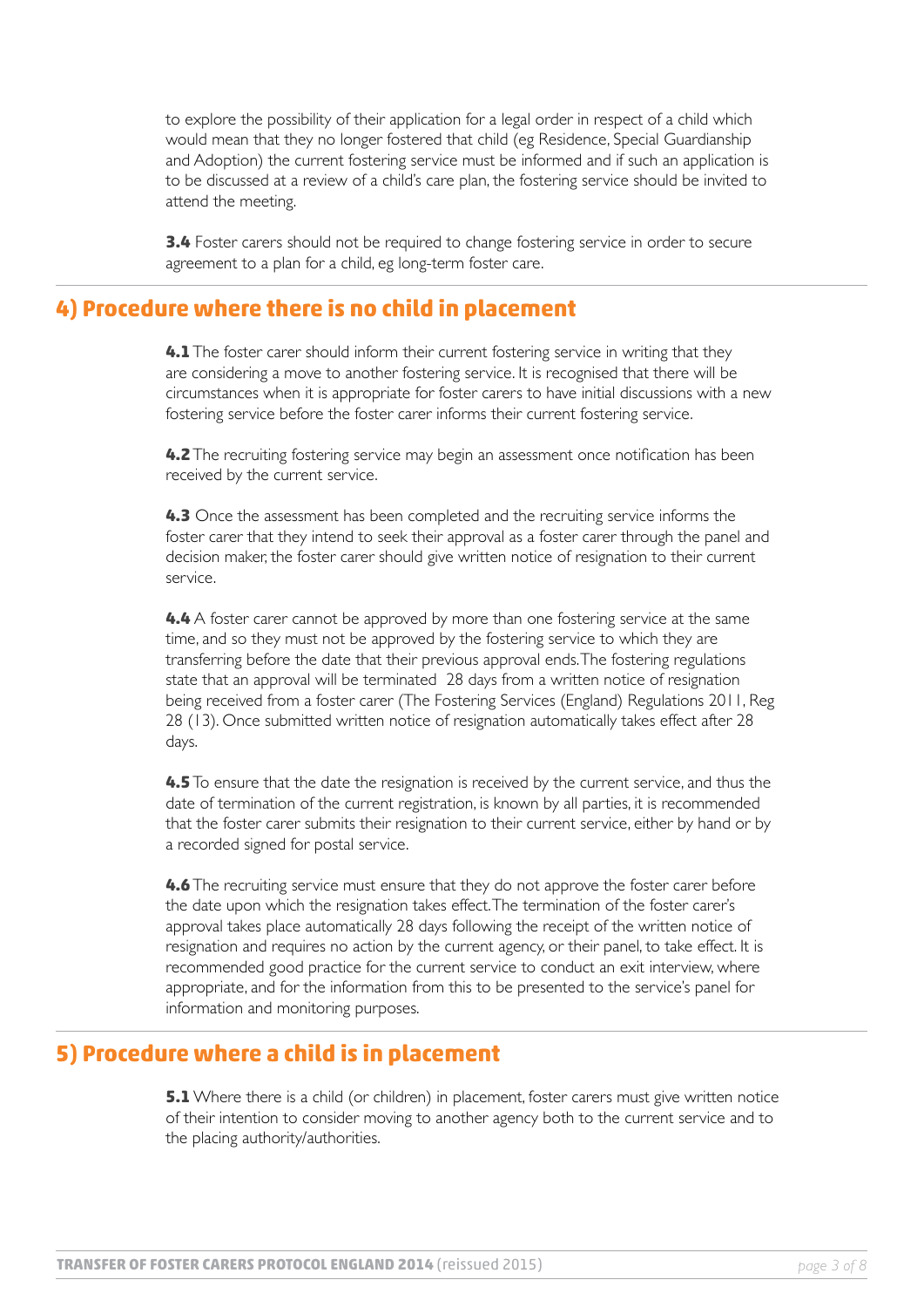to explore the possibility of their application for a legal order in respect of a child which would mean that they no longer fostered that child (eg Residence, Special Guardianship and Adoption) the current fostering service must be informed and if such an application is to be discussed at a review of a child's care plan, the fostering service should be invited to attend the meeting.

**3.4** Foster carers should not be required to change fostering service in order to secure agreement to a plan for a child, eg long-term foster care.

## 4) Procedure where there is no child in placement

**4.1** The foster carer should inform their current fostering service in writing that they are considering a move to another fostering service. It is recognised that there will be circumstances when it is appropriate for foster carers to have initial discussions with a new fostering service before the foster carer informs their current fostering service.

**4.2** The recruiting fostering service may begin an assessment once notification has been received by the current service.

**4.3** Once the assessment has been completed and the recruiting service informs the foster carer that they intend to seek their approval as a foster carer through the panel and decision maker, the foster carer should give written notice of resignation to their current service.

**4.4** A foster carer cannot be approved by more than one fostering service at the same time, and so they must not be approved by the fostering service to which they are transferring before the date that their previous approval ends. The fostering regulations state that an approval will be terminated 28 days from a written notice of resignation being received from a foster carer (The Fostering Services (England) Regulations 2011, Reg 28 (13). Once submitted written notice of resignation automatically takes effect after 28 days.

**4.5** To ensure that the date the resignation is received by the current service, and thus the date of termination of the current registration, is known by all parties, it is recommended that the foster carer submits their resignation to their current service, either by hand or by a recorded signed for postal service.

**4.6** The recruiting service must ensure that they do not approve the foster carer before the date upon which the resignation takes effect. The termination of the foster carer's approval takes place automatically 28 days following the receipt of the written notice of resignation and requires no action by the current agency, or their panel, to take effect. It is recommended good practice for the current service to conduct an exit interview, where appropriate, and for the information from this to be presented to the service's panel for information and monitoring purposes.

## 5) Procedure where a child is in placement

**5.1** Where there is a child (or children) in placement, foster carers must give written notice of their intention to consider moving to another agency both to the current service and to the placing authority/authorities.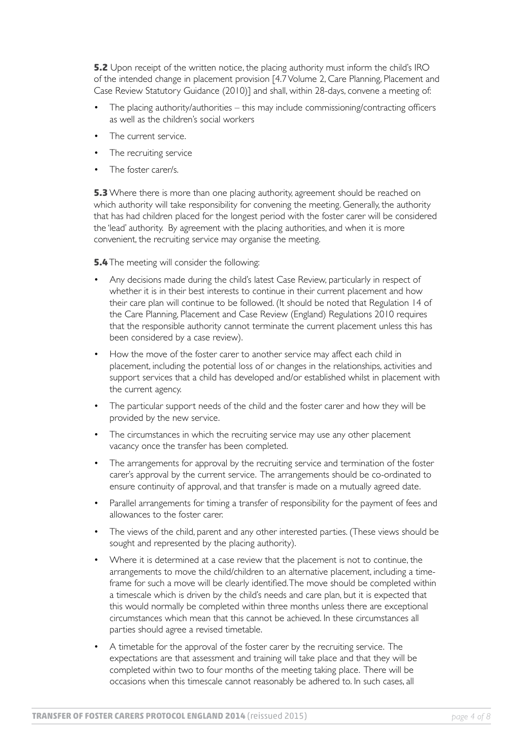**5.2** Upon receipt of the written notice, the placing authority must inform the child's IRO of the intended change in placement provision [4.7 Volume 2, Care Planning, Placement and Case Review Statutory Guidance (2010)] and shall, within 28-days, convene a meeting of:

- The placing authority/authorities – this may include commissioning/contracting officers as well as the children's social workers
- The current service.
- The recruiting service
- The foster carer/s.

**5.3** Where there is more than one placing authority, agreement should be reached on which authority will take responsibility for convening the meeting. Generally, the authority that has had children placed for the longest period with the foster carer will be considered the 'lead' authority. By agreement with the placing authorities, and when it is more convenient, the recruiting service may organise the meeting.

**5.4** The meeting will consider the following:

- Any decisions made during the child's latest Case Review, particularly in respect of whether it is in their best interests to continue in their current placement and how their care plan will continue to be followed. (It should be noted that Regulation 14 of the Care Planning, Placement and Case Review (England) Regulations 2010 requires that the responsible authority cannot terminate the current placement unless this has been considered by a case review).
- How the move of the foster carer to another service may affect each child in placement, including the potential loss of or changes in the relationships, activities and support services that a child has developed and/or established whilst in placement with the current agency.
- The particular support needs of the child and the foster carer and how they will be provided by the new service.
- The circumstances in which the recruiting service may use any other placement vacancy once the transfer has been completed.
- The arrangements for approval by the recruiting service and termination of the foster carer's approval by the current service. The arrangements should be co-ordinated to ensure continuity of approval, and that transfer is made on a mutually agreed date.
- Parallel arrangements for timing a transfer of responsibility for the payment of fees and allowances to the foster carer.
- The views of the child, parent and any other interested parties. (These views should be sought and represented by the placing authority).
- Where it is determined at a case review that the placement is not to continue, the arrangements to move the child/children to an alternative placement, including a time-frame for such a move will be clearly identified. The move should be completed within a timescale which is driven by the child's needs and care plan, but it is expected that this would normally be completed within three months unless there are exceptional circumstances which mean that this cannot be achieved. In these circumstances all parties should agree a revised timetable.
- A timetable for the approval of the foster carer by the recruiting service. The expectations are that assessment and training will take place and that they will be completed within two to four months of the meeting taking place. There will be occasions when this timescale cannot reasonably be adhered to. In such cases, all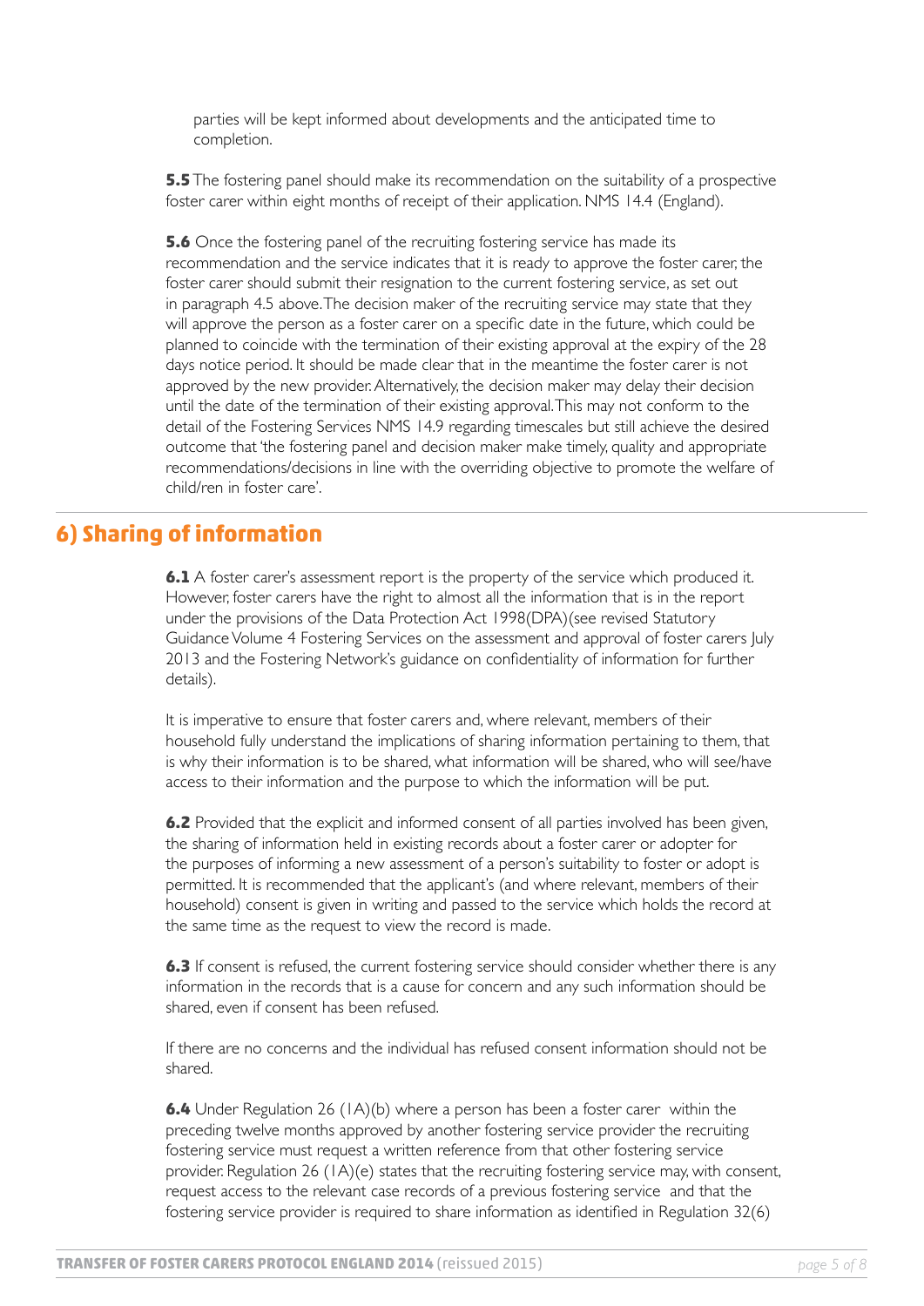parties will be kept informed about developments and the anticipated time to completion.

**5.5** The fostering panel should make its recommendation on the suitability of a prospective foster carer within eight months of receipt of their application. NMS 14.4 (England).

**5.6** Once the fostering panel of the recruiting fostering service has made its recommendation and the service indicates that it is ready to approve the foster carer, the foster carer should submit their resignation to the current fostering service, as set out in paragraph 4.5 above. The decision maker of the recruiting service may state that they will approve the person as a foster carer on a specific date in the future, which could be planned to coincide with the termination of their existing approval at the expiry of the 28 days notice period. It should be made clear that in the meantime the foster carer is not approved by the new provider. Alternatively, the decision maker may delay their decision until the date of the termination of their existing approval. This may not conform to the detail of the Fostering Services NMS 14.9 regarding timescales but still achieve the desired outcome that 'the fostering panel and decision maker make timely, quality and appropriate recommendations/decisions in line with the overriding objective to promote the welfare of child/ren in foster care'.

## 6) Sharing of information

**6.1** A foster carer's assessment report is the property of the service which produced it. However, foster carers have the right to almost all the information that is in the report under the provisions of the Data Protection Act 1998(DPA)(see revised Statutory Guidance Volume 4 Fostering Services on the assessment and approval of foster carers July 2013 and the Fostering Network's guidance on confidentiality of information for further details).

It is imperative to ensure that foster carers and, where relevant, members of their household fully understand the implications of sharing information pertaining to them, that is why their information is to be shared, what information will be shared, who will see/have access to their information and the purpose to which the information will be put.

**6.2** Provided that the explicit and informed consent of all parties involved has been given, the sharing of information held in existing records about a foster carer or adopter for the purposes of informing a new assessment of a person's suitability to foster or adopt is permitted. It is recommended that the applicant's (and where relevant, members of their household) consent is given in writing and passed to the service which holds the record at the same time as the request to view the record is made.

**6.3** If consent is refused, the current fostering service should consider whether there is any information in the records that is a cause for concern and any such information should be shared, even if consent has been refused.

If there are no concerns and the individual has refused consent information should not be shared.

**6.4** Under Regulation 26 (1A)(b) where a person has been a foster carer within the preceding twelve months approved by another fostering service provider the recruiting fostering service must request a written reference from that other fostering service provider. Regulation 26 (1A)(e) states that the recruiting fostering service may, with consent, request access to the relevant case records of a previous fostering service and that the fostering service provider is required to share information as identified in Regulation 32(6)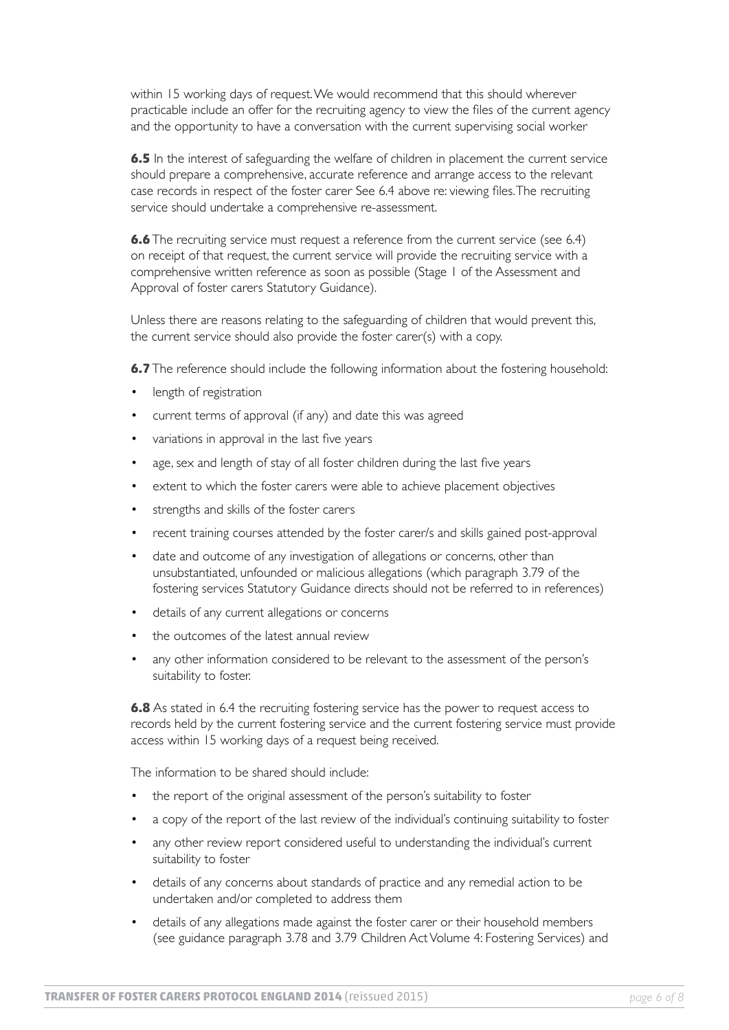within 15 working days of request. We would recommend that this should wherever practicable include an offer for the recruiting agency to view the files of the current agency and the opportunity to have a conversation with the current supervising social worker

**6.5** In the interest of safeguarding the welfare of children in placement the current service should prepare a comprehensive, accurate reference and arrange access to the relevant case records in respect of the foster carer See 6.4 above re: viewing files. The recruiting service should undertake a comprehensive re-assessment.

**6.6** The recruiting service must request a reference from the current service (see 6.4) on receipt of that request, the current service will provide the recruiting service with a comprehensive written reference as soon as possible (Stage 1 of the Assessment and Approval of foster carers Statutory Guidance).

Unless there are reasons relating to the safeguarding of children that would prevent this, the current service should also provide the foster carer(s) with a copy.

**6.7** The reference should include the following information about the fostering household:

- length of registration
- current terms of approval (if any) and date this was agreed
- variations in approval in the last five years
- age, sex and length of stay of all foster children during the last five years
- extent to which the foster carers were able to achieve placement objectives
- strengths and skills of the foster carers
- recent training courses attended by the foster carer/s and skills gained post-approval
- date and outcome of any investigation of allegations or concerns, other than unsubstantiated, unfounded or malicious allegations (which paragraph 3.79 of the fostering services Statutory Guidance directs should not be referred to in references)
- details of any current allegations or concerns
- the outcomes of the latest annual review
- any other information considered to be relevant to the assessment of the person's suitability to foster.

**6.8** As stated in 6.4 the recruiting fostering service has the power to request access to records held by the current fostering service and the current fostering service must provide access within 15 working days of a request being received.

The information to be shared should include:

- the report of the original assessment of the person's suitability to foster
- a copy of the report of the last review of the individual's continuing suitability to foster
- any other review report considered useful to understanding the individual's current suitability to foster
- details of any concerns about standards of practice and any remedial action to be undertaken and/or completed to address them
- details of any allegations made against the foster carer or their household members (see guidance paragraph 3.78 and 3.79 Children Act Volume 4: Fostering Services) and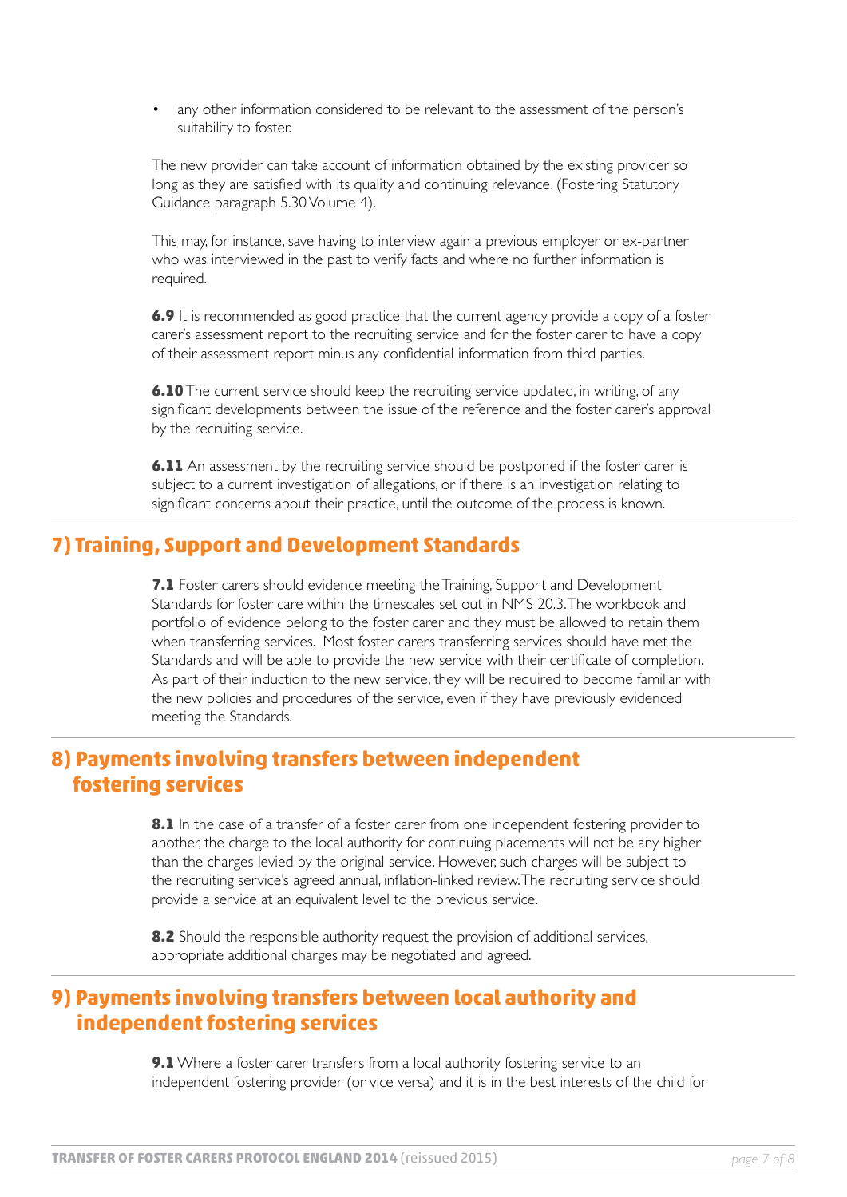- any other information considered to be relevant to the assessment of the person's suitability to foster.

The new provider can take account of information obtained by the existing provider so long as they are satisfied with its quality and continuing relevance. (Fostering Statutory Guidance paragraph 5.30 Volume 4).

This may, for instance, save having to interview again a previous employer or ex-partner who was interviewed in the past to verify facts and where no further information is required.

**6.9** It is recommended as good practice that the current agency provide a copy of a foster carer's assessment report to the recruiting service and for the foster carer to have a copy of their assessment report minus any confidential information from third parties.

**6.10** The current service should keep the recruiting service updated, in writing, of any significant developments between the issue of the reference and the foster carer's approval by the recruiting service.

**6.11** An assessment by the recruiting service should be postponed if the foster carer is subject to a current investigation of allegations, or if there is an investigation relating to significant concerns about their practice, until the outcome of the process is known.

## 7) Training, Support and Development Standards

**7.1** Foster carers should evidence meeting the Training, Support and Development Standards for foster care within the timescales set out in NMS 20.3. The workbook and portfolio of evidence belong to the foster carer and they must be allowed to retain them when transferring services. Most foster carers transferring services should have met the Standards and will be able to provide the new service with their certificate of completion. As part of their induction to the new service, they will be required to become familiar with the new policies and procedures of the service, even if they have previously evidenced meeting the Standards.

## 8) Payments involving transfers between independent fostering services

**8.1** In the case of a transfer of a foster carer from one independent fostering provider to another, the charge to the local authority for continuing placements will not be any higher than the charges levied by the original service. However, such charges will be subject to the recruiting service's agreed annual, inflation-linked review. The recruiting service should provide a service at an equivalent level to the previous service.

**8.2** Should the responsible authority request the provision of additional services, appropriate additional charges may be negotiated and agreed.

## 9) Payments involving transfers between local authority and independent fostering services

**9.1** Where a foster carer transfers from a local authority fostering service to an independent fostering provider (or vice versa) and it is in the best interests of the child for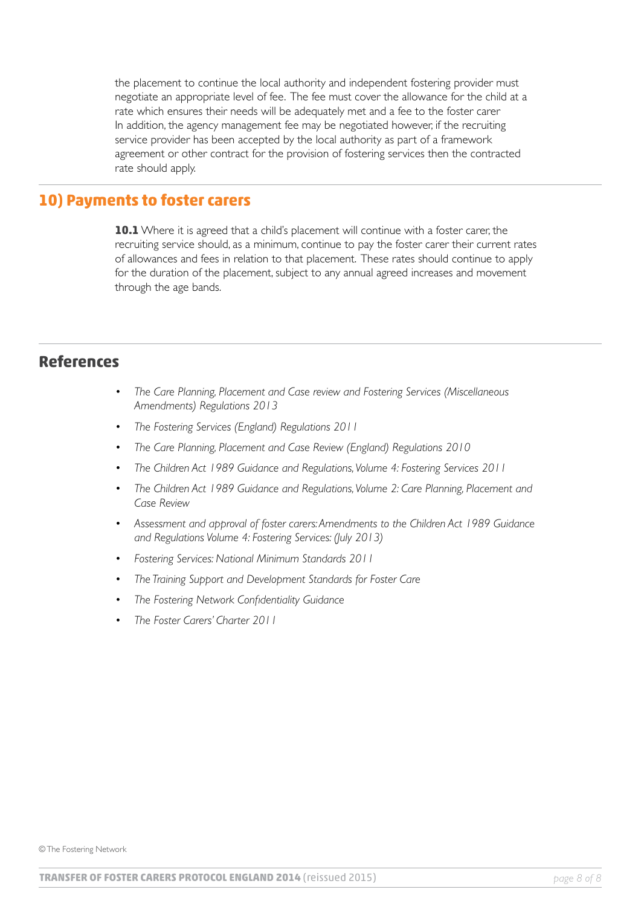the placement to continue the local authority and independent fostering provider must negotiate an appropriate level of fee. The fee must cover the allowance for the child at a rate which ensures their needs will be adequately met and a fee to the foster carer In addition, the agency management fee may be negotiated however, if the recruiting service provider has been accepted by the local authority as part of a framework agreement or other contract for the provision of fostering services then the contracted rate should apply.

## 10) Payments to foster carers

**10.1** Where it is agreed that a child's placement will continue with a foster carer, the recruiting service should, as a minimum, continue to pay the foster carer their current rates of allowances and fees in relation to that placement. These rates should continue to apply for the duration of the placement, subject to any annual agreed increases and movement through the age bands.

## References

- *The Care Planning, Placement and Case review and Fostering Services (Miscellaneous Amendments) Regulations 2013*
- *The Fostering Services (England) Regulations 2011*
- *The Care Planning, Placement and Case Review (England) Regulations 2010*
- *The Children Act 1989 Guidance and Regulations, Volume 4: Fostering Services 2011*
- *The Children Act 1989 Guidance and Regulations, Volume 2: Care Planning, Placement and Case Review*
- *Assessment and approval of foster carers: Amendments to the Children Act 1989 Guidance and Regulations Volume 4: Fostering Services: (July 2013)*
- *Fostering Services: National Minimum Standards 2011*
- *The Training Support and Development Standards for Foster Care*
- *The Fostering Network Confidentiality Guidance*
- *The Foster Carers' Charter 2011*

© The Fostering Network